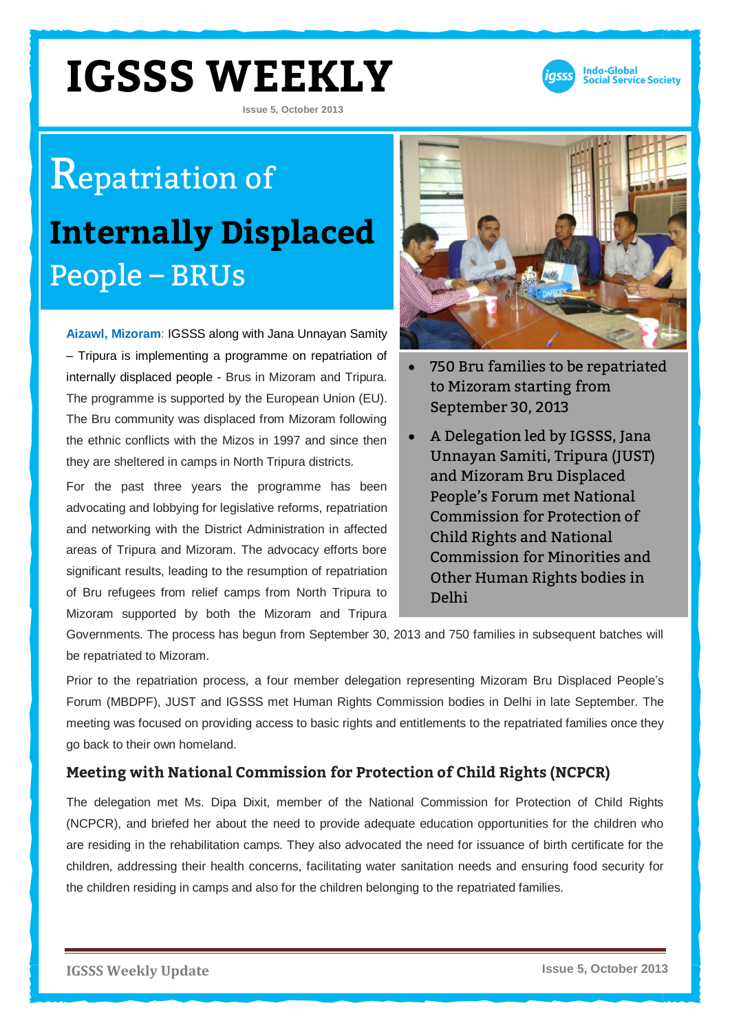# IGSSS WEEKLY

Issue 5, October 2013

Indo-Global Social Service Society

## Repatriation of **Internally Displaced** People – BRUs

- 750 Bru families to be repatriated to Mizoram starting from September 30, 2013
- A Delegation led by IGSSS, Jana Unnayan Samiti, Tripura (JUST) and Mizoram Bru Displaced People's Forum met National Commission for Protection of Child Rights and National Commission for Minorities and Other Human Rights bodies in Delhi

**Aizawl, Mizoram**: IGSSS along with Jana Unnayan Samity – Tripura is implementing a programme on repatriation of internally displaced people - Brus in Mizoram and Tripura. The programme is supported by the European Union (EU). The Bru community was displaced from Mizoram following the ethnic conflicts with the Mizos in 1997 and since then they are sheltered in camps in North Tripura districts.

For the past three years the programme has been advocating and lobbying for legislative reforms, repatriation and networking with the District Administration in affected areas of Tripura and Mizoram. The advocacy efforts bore significant results, leading to the resumption of repatriation of Bru refugees from relief camps from North Tripura to Mizoram supported by both the Mizoram and Tripura Governments. The process has begun from September 30, 2013 and 750 families in subsequent batches will be repatriated to Mizoram.

Prior to the repatriation process, a four member delegation representing Mizoram Bru Displaced People's Forum (MBDPF), JUST and IGSSS met Human Rights Commission bodies in Delhi in late September. The meeting was focused on providing access to basic rights and entitlements to the repatriated families once they go back to their own homeland.

### Meeting with National Commission for Protection of Child Rights (NCPCR)

The delegation met Ms. Dipa Dixit, member of the National Commission for Protection of Child Rights (NCPCR), and briefed her about the need to provide adequate education opportunities for the children who are residing in the rehabilitation camps. They also advocated the need for issuance of birth certificate for the children, addressing their health concerns, facilitating water sanitation needs and ensuring food security for the children residing in camps and also for the children belonging to the repatriated families.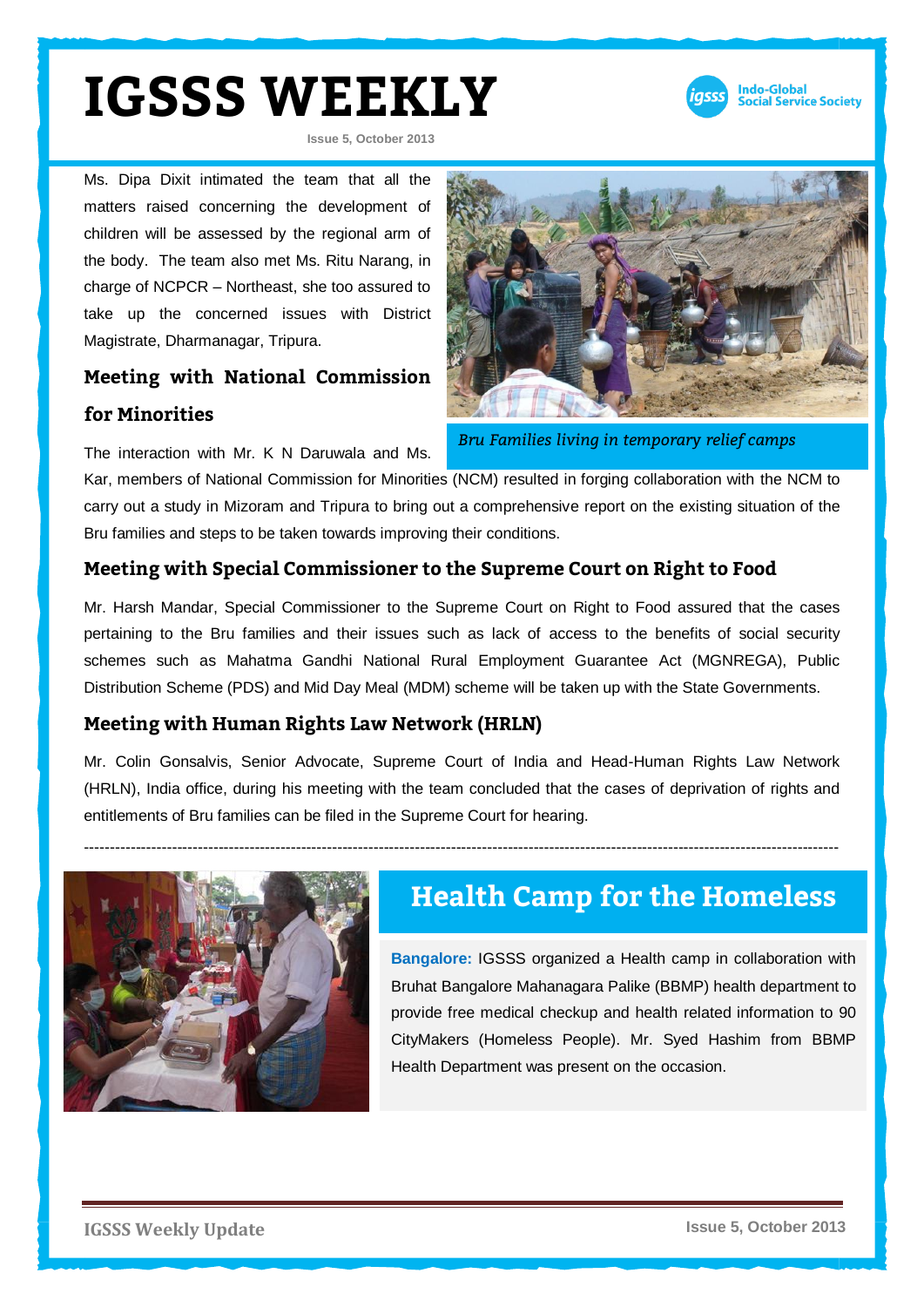# IGSSS WEEKLY

Issue 5, October 2013

Ms. Dipa Dixit intimated the team that all the matters raised concerning the development of children will be assessed by the regional arm of the body. The team also met Ms. Ritu Narang, in charge of NCPCR – Northeast, she too assured to take up the concerned issues with District Magistrate, Dharmanagar, Tripura.

*Bru Families living in temporary relief camps*

## Meeting with National Commission for Minorities

The interaction with Mr. K N Daruwala and Ms. Kar, members of National Commission for Minorities (NCM) resulted in forging collaboration with the NCM to carry out a study in Mizoram and Tripura to bring out a comprehensive report on the existing situation of the Bru families and steps to be taken towards improving their conditions.

## Meeting with Special Commissioner to the Supreme Court on Right to Food

Mr. Harsh Mandar, Special Commissioner to the Supreme Court on Right to Food assured that the cases pertaining to the Bru families and their issues such as lack of access to the benefits of social security schemes such as Mahatma Gandhi National Rural Employment Guarantee Act (MGNREGA), Public Distribution Scheme (PDS) and Mid Day Meal (MDM) scheme will be taken up with the State Governments.

## Meeting with Human Rights Law Network (HRLN)

Mr. Colin Gonsalvis, Senior Advocate, Supreme Court of India and Head-Human Rights Law Network (HRLN), India office, during his meeting with the team concluded that the cases of deprivation of rights and entitlements of Bru families can be filed in the Supreme Court for hearing.

---

# Health Camp for the Homeless

**Bangalore:** IGSSS organized a Health camp in collaboration with Bruhat Bangalore Mahanagara Palike (BBMP) health department to provide free medical checkup and health related information to 90 CityMakers (Homeless People). Mr. Syed Hashim from BBMP Health Department was present on the occasion.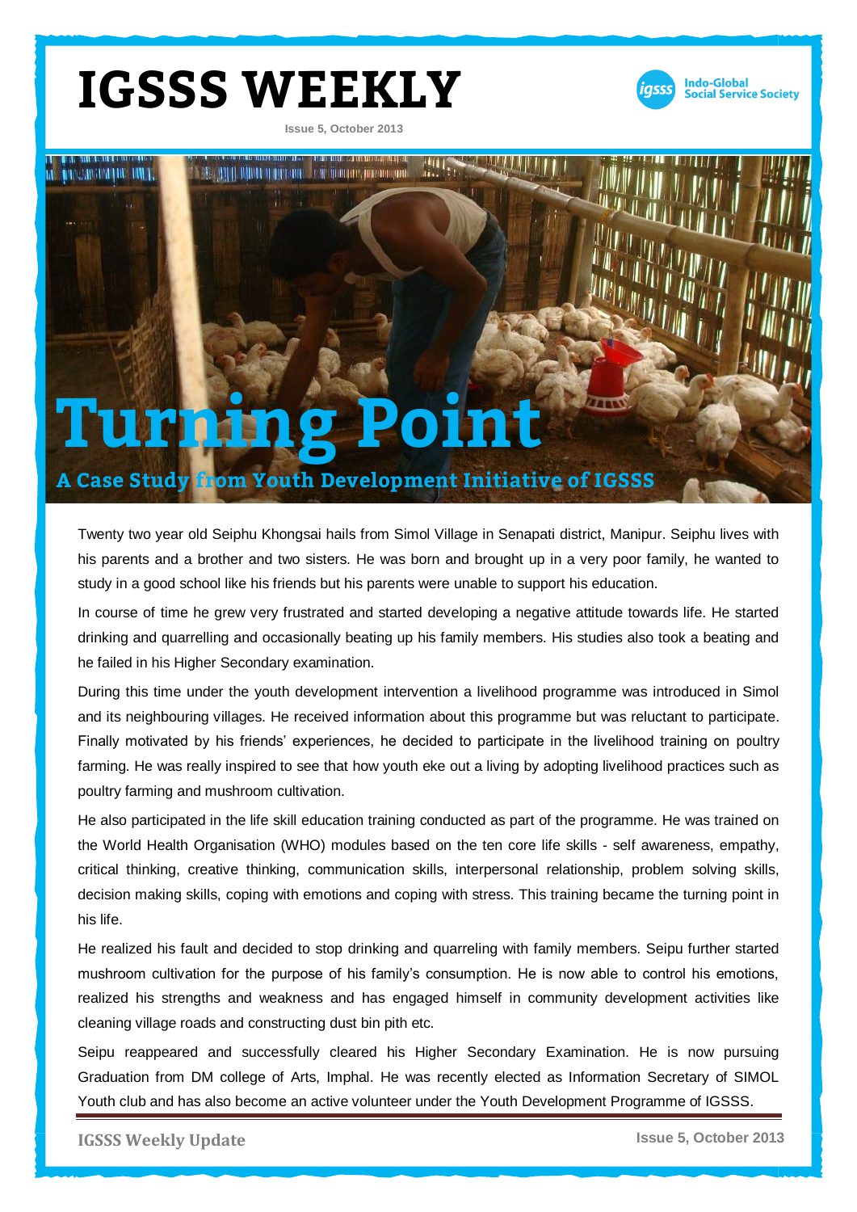# IGSSS WEEKLY

Indo-Global Social Service Society

Issue 5, October 2013

# Turning Point

## A Case Study from Youth Development Initiative of IGSSS

Twenty two year old Seiphu Khongsai hails from Simol Village in Senapati district, Manipur. Seiphu lives with his parents and a brother and two sisters. He was born and brought up in a very poor family, he wanted to study in a good school like his friends but his parents were unable to support his education.

In course of time he grew very frustrated and started developing a negative attitude towards life. He started drinking and quarrelling and occasionally beating up his family members. His studies also took a beating and he failed in his Higher Secondary examination.

During this time under the youth development intervention a livelihood programme was introduced in Simol and its neighbouring villages. He received information about this programme but was reluctant to participate. Finally motivated by his friends' experiences, he decided to participate in the livelihood training on poultry farming. He was really inspired to see that how youth eke out a living by adopting livelihood practices such as poultry farming and mushroom cultivation.

He also participated in the life skill education training conducted as part of the programme. He was trained on the World Health Organisation (WHO) modules based on the ten core life skills - self awareness, empathy, critical thinking, creative thinking, communication skills, interpersonal relationship, problem solving skills, decision making skills, coping with emotions and coping with stress. This training became the turning point in his life.

He realized his fault and decided to stop drinking and quarreling with family members. Seipu further started mushroom cultivation for the purpose of his family's consumption. He is now able to control his emotions, realized his strengths and weakness and has engaged himself in community development activities like cleaning village roads and constructing dust bin pith etc.

Seipu reappeared and successfully cleared his Higher Secondary Examination. He is now pursuing Graduation from DM college of Arts, Imphal. He was recently elected as Information Secretary of SIMOL Youth club and has also become an active volunteer under the Youth Development Programme of IGSSS.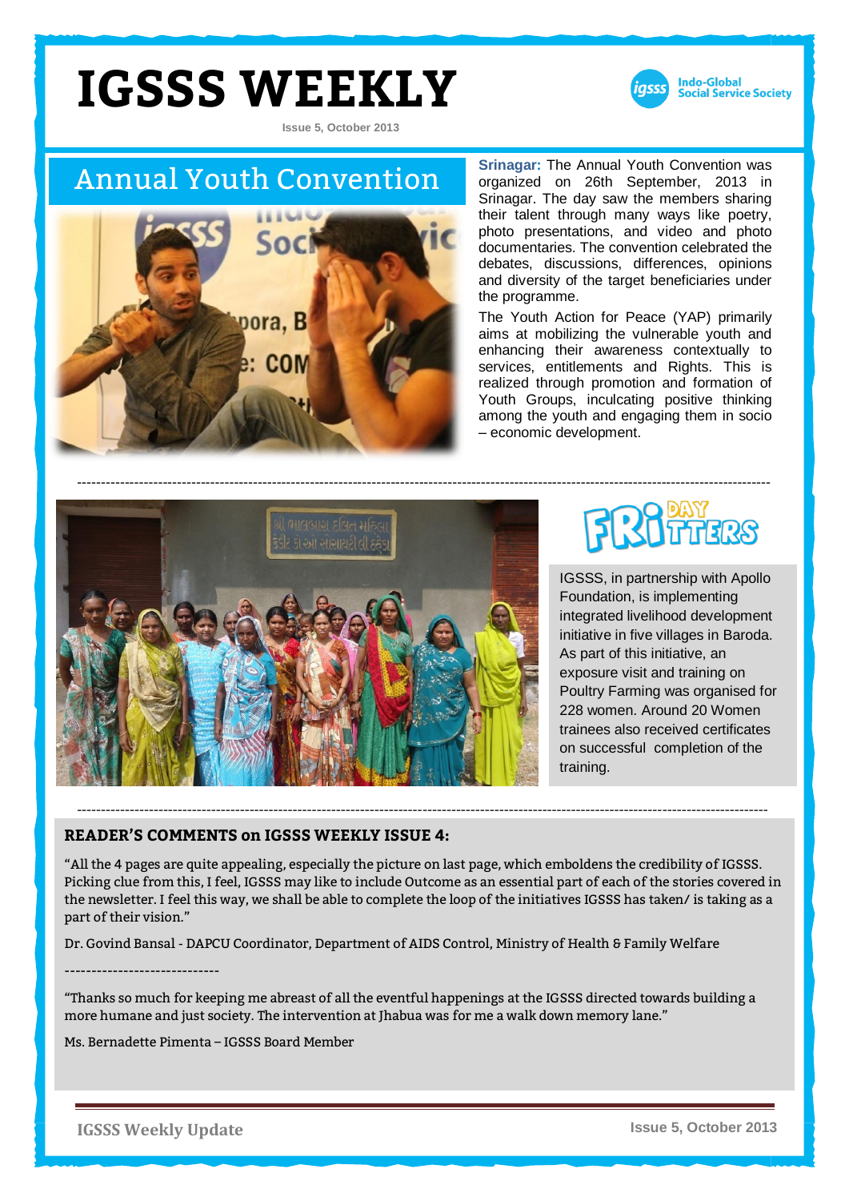# IGSSS WEEKLY

Issue 5, October 2013

## Annual Youth Convention

**Srinagar:** The Annual Youth Convention was organized on 26th September, 2013 in Srinagar. The day saw the members sharing their talent through many ways like poetry, photo presentations, and video and photo documentaries. The convention celebrated the debates, discussions, differences, opinions and diversity of the target beneficiaries under the programme.

The Youth Action for Peace (YAP) primarily aims at mobilizing the vulnerable youth and enhancing their awareness contextually to services, entitlements and Rights. This is realized through promotion and formation of Youth Groups, inculcating positive thinking among the youth and engaging them in socio – economic development.

---

## FRIDAY FRITTERS

IGSSS, in partnership with Apollo Foundation, is implementing integrated livelihood development initiative in five villages in Baroda. As part of this initiative, an exposure visit and training on Poultry Farming was organised for 228 women. Around 20 Women trainees also received certificates on successful completion of the training.

---

### READER'S COMMENTS on IGSSS WEEKLY ISSUE 4:

"All the 4 pages are quite appealing, especially the picture on last page, which emboldens the credibility of IGSSS. Picking clue from this, I feel, IGSSS may like to include Outcome as an essential part of each of the stories covered in the newsletter. I feel this way, we shall be able to complete the loop of the initiatives IGSSS has taken/ is taking as a part of their vision."

Dr. Govind Bansal - DAPCU Coordinator, Department of AIDS Control, Ministry of Health & Family Welfare

---

"Thanks so much for keeping me abreast of all the eventful happenings at the IGSSS directed towards building a more humane and just society. The intervention at Jhabua was for me a walk down memory lane."

Ms. Bernadette Pimenta – IGSSS Board Member